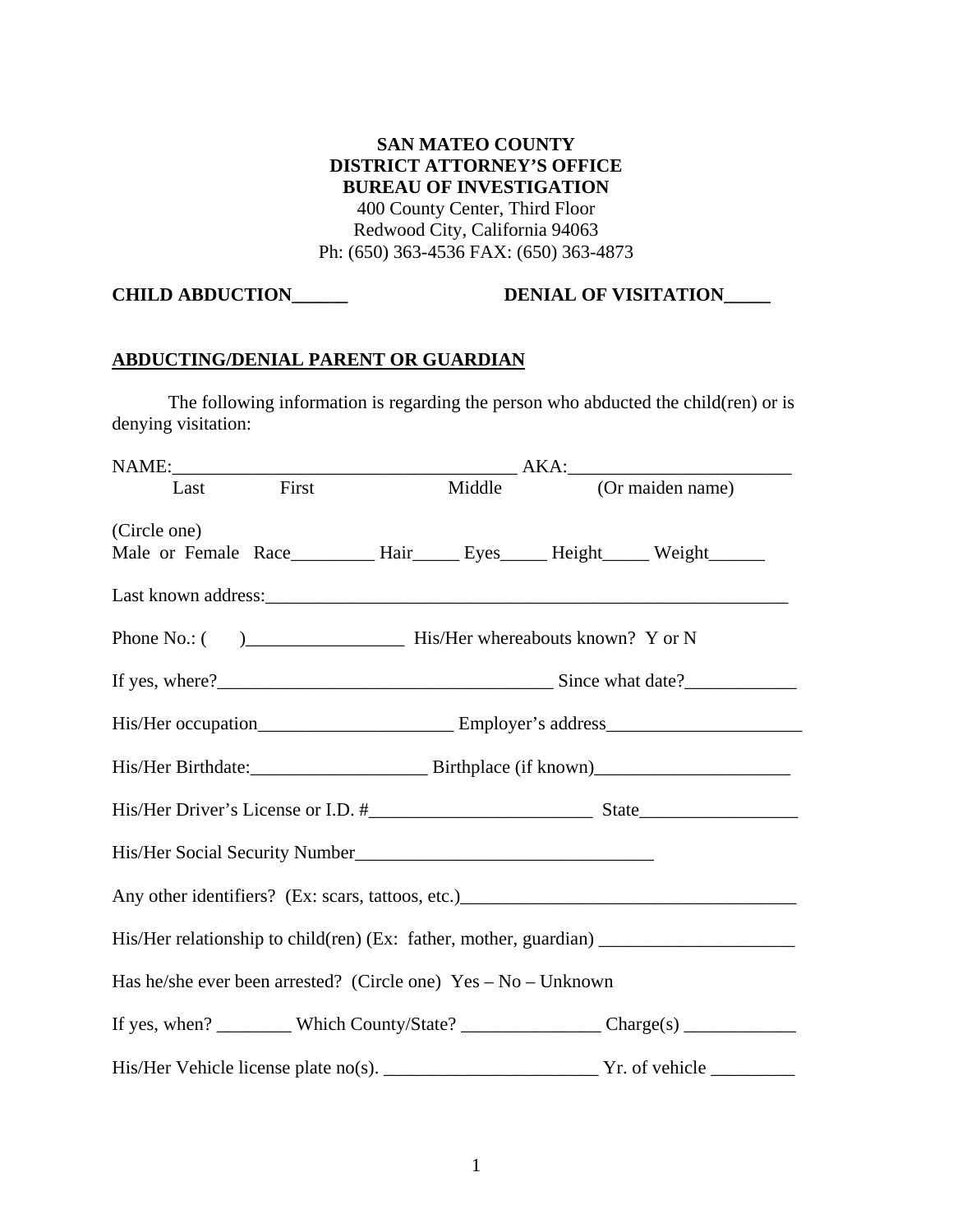**SAN MATEO COUNTY**
**DISTRICT ATTORNEY'S OFFICE**
**BUREAU OF INVESTIGATION**
400 County Center, Third Floor
Redwood City, California 94063
Ph: (650) 363-4536 FAX: (650) 363-4873

**CHILD ABDUCTION\_\_\_\_\_\_** **DENIAL OF VISITATION\_\_\_\_\_**

**ABDUCTING/DENIAL PARENT OR GUARDIAN**

The following information is regarding the person who abducted the child(ren) or is denying visitation:

NAME:\_\_\_\_\_\_\_\_\_\_\_\_\_\_\_\_\_\_\_\_\_\_\_\_\_\_\_\_\_\_\_\_\_\_\_\_\_\_ AKA:\_\_\_\_\_\_\_\_\_\_\_\_\_\_\_\_\_\_\_\_\_\_\_\_\_
Last First Middle (Or maiden name)

(Circle one)
Male or Female Race\_\_\_\_\_\_\_\_\_ Hair\_\_\_\_\_ Eyes\_\_\_\_\_ Height\_\_\_\_\_ Weight\_\_\_\_\_\_

Last known address:\_\_\_\_\_\_\_\_\_\_\_\_\_\_\_\_\_\_\_\_\_\_\_\_\_\_\_\_\_\_\_\_\_\_\_\_\_\_\_\_\_\_\_\_\_\_\_\_\_\_\_\_\_\_\_\_

Phone No.: ( )\_\_\_\_\_\_\_\_\_\_\_\_\_\_\_\_\_ His/Her whereabouts known? Y or N

If yes, where?\_\_\_\_\_\_\_\_\_\_\_\_\_\_\_\_\_\_\_\_\_\_\_\_\_\_\_\_\_\_\_\_\_\_\_\_\_ Since what date?\_\_\_\_\_\_\_\_\_\_\_\_

His/Her occupation\_\_\_\_\_\_\_\_\_\_\_\_\_\_\_\_\_\_\_\_\_ Employer's address\_\_\_\_\_\_\_\_\_\_\_\_\_\_\_\_\_\_\_\_\_

His/Her Birthdate:\_\_\_\_\_\_\_\_\_\_\_\_\_\_\_\_\_\_\_ Birthplace (if known)\_\_\_\_\_\_\_\_\_\_\_\_\_\_\_\_\_\_\_\_\_

His/Her Driver's License or I.D. #\_\_\_\_\_\_\_\_\_\_\_\_\_\_\_\_\_\_\_\_\_\_\_\_ State\_\_\_\_\_\_\_\_\_\_\_\_\_\_\_\_\_

His/Her Social Security Number\_\_\_\_\_\_\_\_\_\_\_\_\_\_\_\_\_\_\_\_\_\_\_\_\_\_\_\_\_\_\_\_

Any other identifiers? (Ex: scars, tattoos, etc.)\_\_\_\_\_\_\_\_\_\_\_\_\_\_\_\_\_\_\_\_\_\_\_\_\_\_\_\_\_\_\_\_\_\_\_\_

His/Her relationship to child(ren) (Ex: father, mother, guardian) \_\_\_\_\_\_\_\_\_\_\_\_\_\_\_\_\_\_\_\_\_

Has he/she ever been arrested? (Circle one) Yes – No – Unknown

If yes, when? \_\_\_\_\_\_\_\_ Which County/State? \_\_\_\_\_\_\_\_\_\_\_\_\_\_\_ Charge(s) \_\_\_\_\_\_\_\_\_\_\_\_

His/Her Vehicle license plate no(s). \_\_\_\_\_\_\_\_\_\_\_\_\_\_\_\_\_\_\_\_\_\_\_ Yr. of vehicle \_\_\_\_\_\_\_\_\_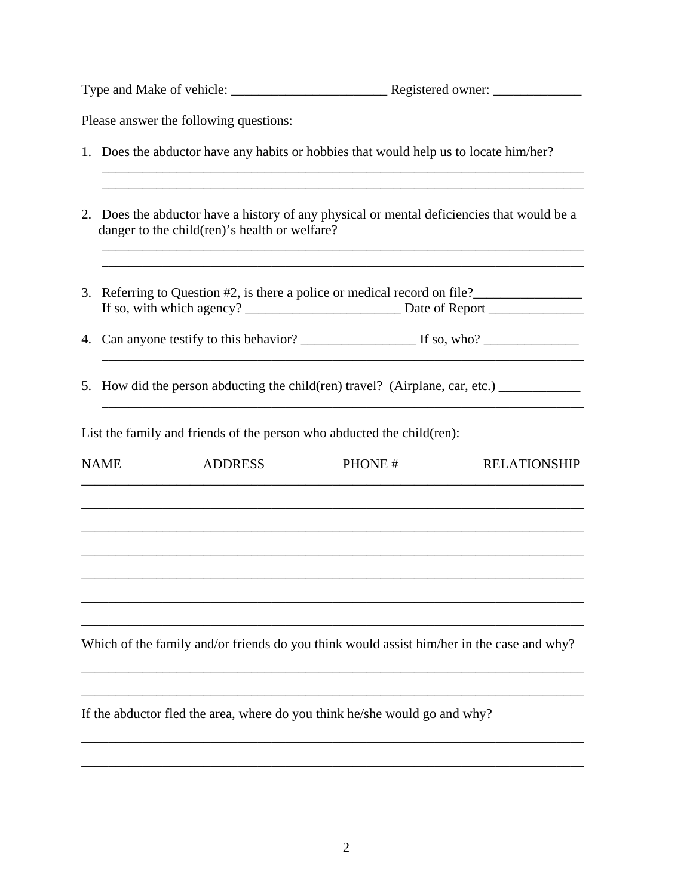Type and Make of vehicle: _______________________ Registered owner: _____________

Please answer the following questions:

1. Does the abductor have any habits or hobbies that would help us to locate him/her?
   ________________________________________________________________________
   ________________________________________________________________________

2. Does the abductor have a history of any physical or mental deficiencies that would be a danger to the child(ren)'s health or welfare?
   ________________________________________________________________________
   ________________________________________________________________________

3. Referring to Question #2, is there a police or medical record on file?________________
   If so, with which agency? _______________________ Date of Report ______________

4. Can anyone testify to this behavior? _________________ If so, who? ______________
   ________________________________________________________________________

5. How did the person abducting the child(ren) travel? (Airplane, car, etc.) ____________
   ________________________________________________________________________

List the family and friends of the person who abducted the child(ren):

| NAME | ADDRESS | PHONE # | RELATIONSHIP |
|---|---|---|---|
| | | | |
| | | | |
| | | | |
| | | | |
| | | | |
| | | | |
| | | | |

Which of the family and/or friends do you think would assist him/her in the case and why?

____________________________________________________________________________

____________________________________________________________________________

If the abductor fled the area, where do you think he/she would go and why?

____________________________________________________________________________

____________________________________________________________________________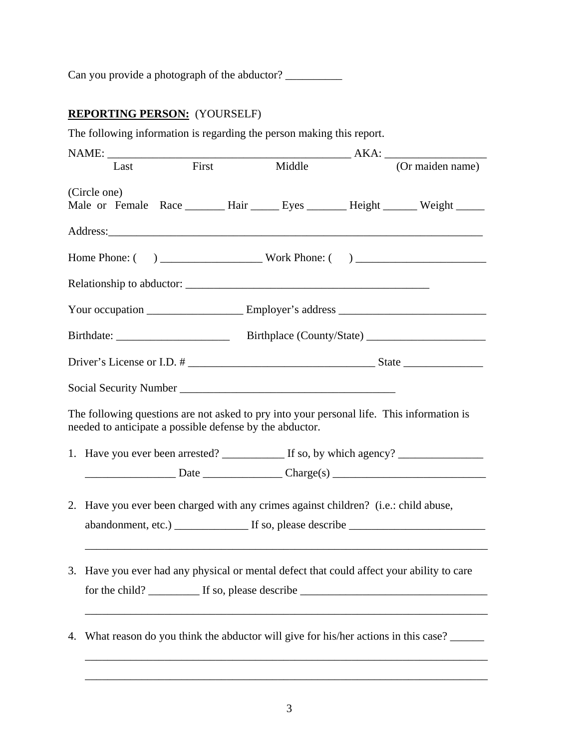Can you provide a photograph of the abductor? __________

**REPORTING PERSON:** (YOURSELF)

The following information is regarding the person making this report.

NAME: ____________________________________________ AKA: __________________
Last First Middle (Or maiden name)

(Circle one)
Male or Female Race _______ Hair _____ Eyes _______ Height ______ Weight _____

Address:_________________________________________________________________

Home Phone: ( ) _________________ Work Phone: ( ) _______________________

Relationship to abductor: ____________________________________________

Your occupation ________________ Employer's address _________________________

Birthdate: ___________________ Birthplace (County/State) _____________________

Driver's License or I.D. # ________________________________ State ______________

Social Security Number ______________________________________

The following questions are not asked to pry into your personal life. This information is needed to anticipate a possible defense by the abductor.

1. Have you ever been arrested? ___________ If so, by which agency? _______________
   ________________ Date ______________ Charge(s) ___________________________

2. Have you ever been charged with any crimes against children? (i.e.: child abuse, abandonment, etc.) _____________ If so, please describe ________________________
   ________________________________________________________________________

3. Have you ever had any physical or mental defect that could affect your ability to care for the child? _________ If so, please describe _________________________________
   ________________________________________________________________________

4. What reason do you think the abductor will give for his/her actions in this case? ______
   ________________________________________________________________________
   ________________________________________________________________________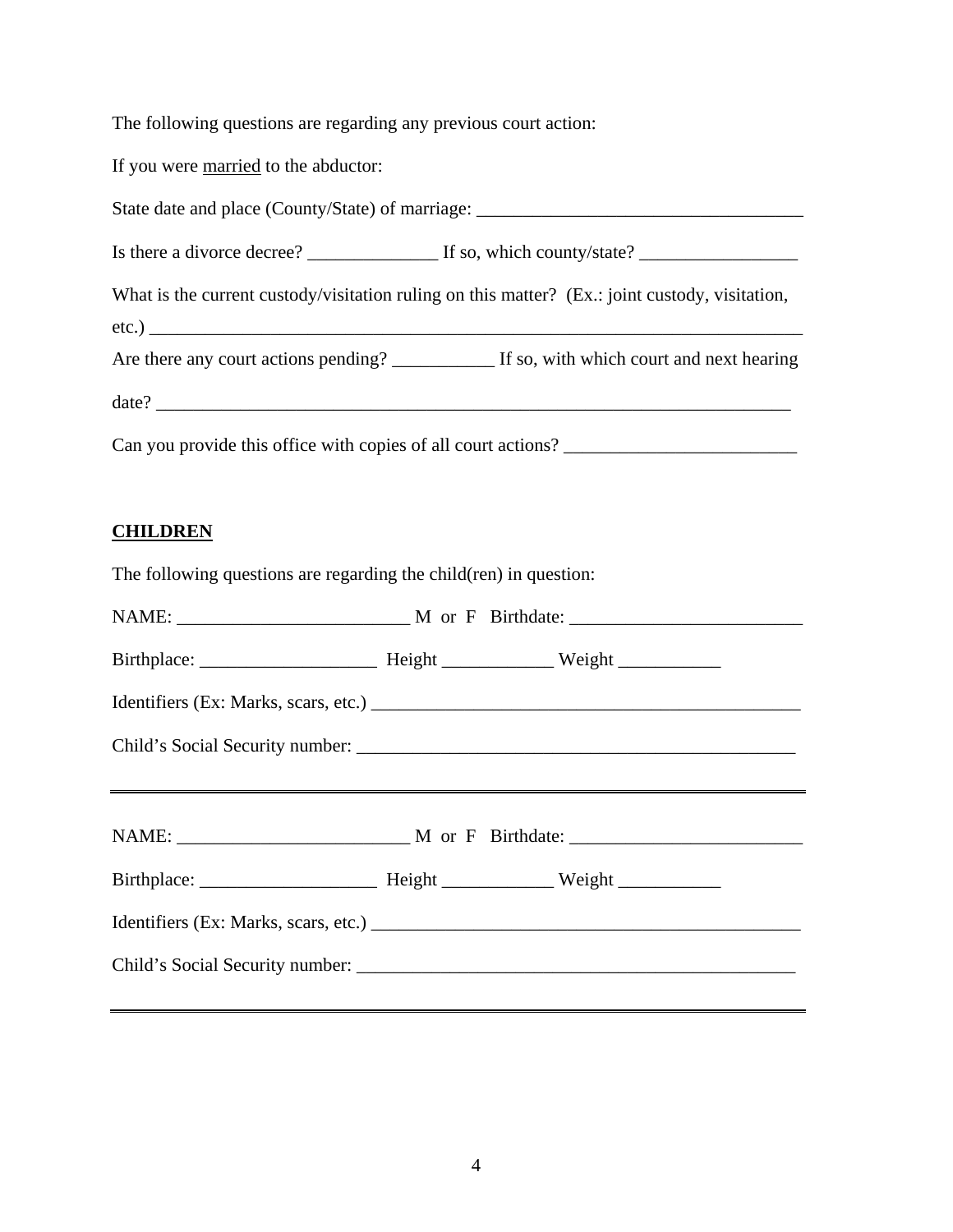The following questions are regarding any previous court action:

If you were <u>married</u> to the abductor:

State date and place (County/State) of marriage: ___________________________________

Is there a divorce decree? ______________ If so, which county/state? _________________

What is the current custody/visitation ruling on this matter? (Ex.: joint custody, visitation, etc.) ________________________________________________________________________

Are there any court actions pending? ___________ If so, with which court and next hearing date? ______________________________________________________________________

Can you provide this office with copies of all court actions? _________________________

## CHILDREN

The following questions are regarding the child(ren) in question:

NAME: _________________________ M or F Birthdate: _________________________

Birthplace: ___________________ Height ____________ Weight ___________

Identifiers (Ex: Marks, scars, etc.) _______________________________________________

Child's Social Security number: ________________________________________________

---

NAME: _________________________ M or F Birthdate: _________________________

Birthplace: ___________________ Height ____________ Weight ___________

Identifiers (Ex: Marks, scars, etc.) _______________________________________________

Child's Social Security number: ________________________________________________

---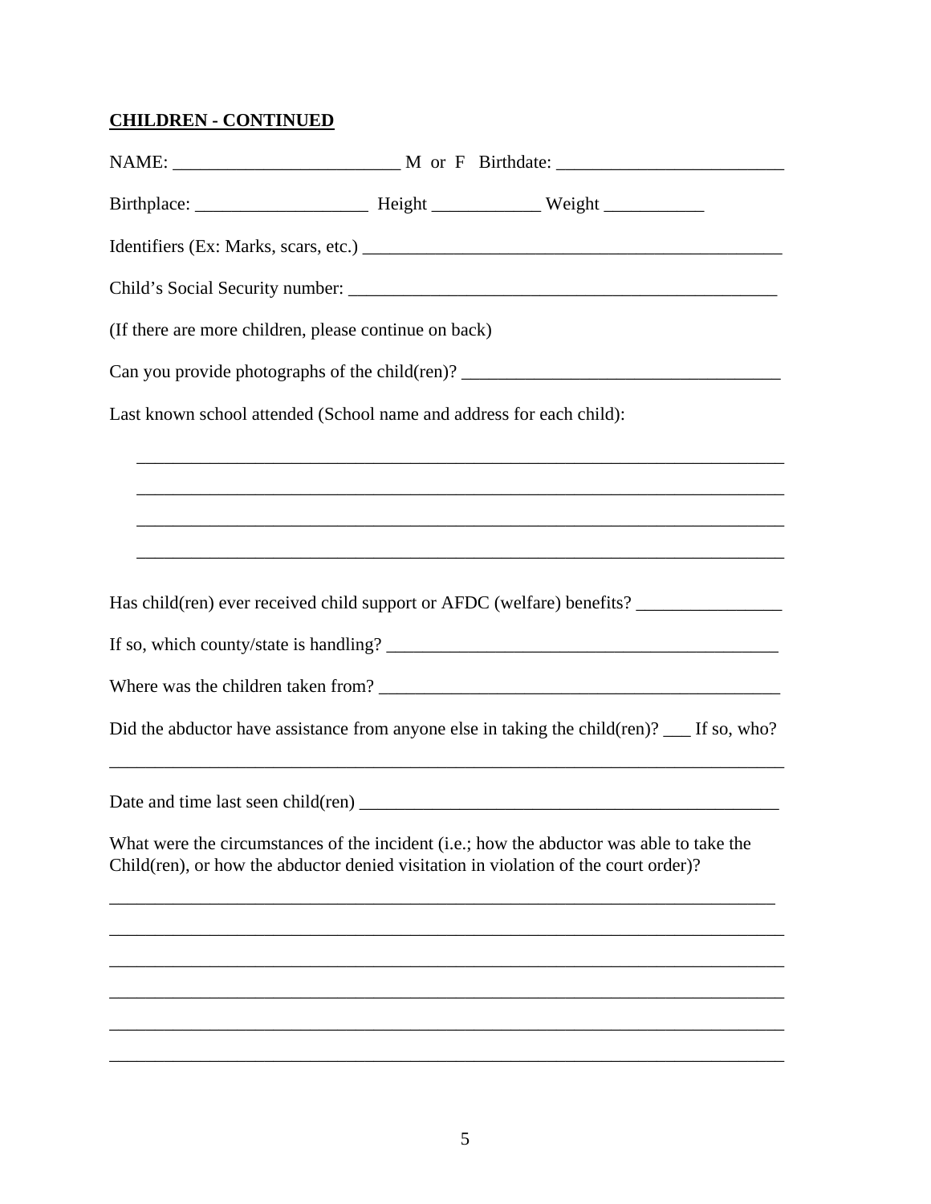**CHILDREN - CONTINUED**

NAME: _________________________ M or F Birthdate: _________________________

Birthplace: ___________________ Height ____________ Weight ___________

Identifiers (Ex: Marks, scars, etc.) _______________________________________________

Child's Social Security number: _________________________________________________

(If there are more children, please continue on back)

Can you provide photographs of the child(ren)? ___________________________________

Last known school attended (School name and address for each child):

_________________________________________________________________________

_________________________________________________________________________

_________________________________________________________________________

_________________________________________________________________________

Has child(ren) ever received child support or AFDC (welfare) benefits? ________________

If so, which county/state is handling? ____________________________________________

Where was the children taken from? ______________________________________________

Did the abductor have assistance from anyone else in taking the child(ren)? ___ If so, who?

_____________________________________________________________________________

Date and time last seen child(ren) _______________________________________________

What were the circumstances of the incident (i.e.; how the abductor was able to take the Child(ren), or how the abductor denied visitation in violation of the court order)?

_____________________________________________________________________________

_____________________________________________________________________________

_____________________________________________________________________________

_____________________________________________________________________________

_____________________________________________________________________________

_____________________________________________________________________________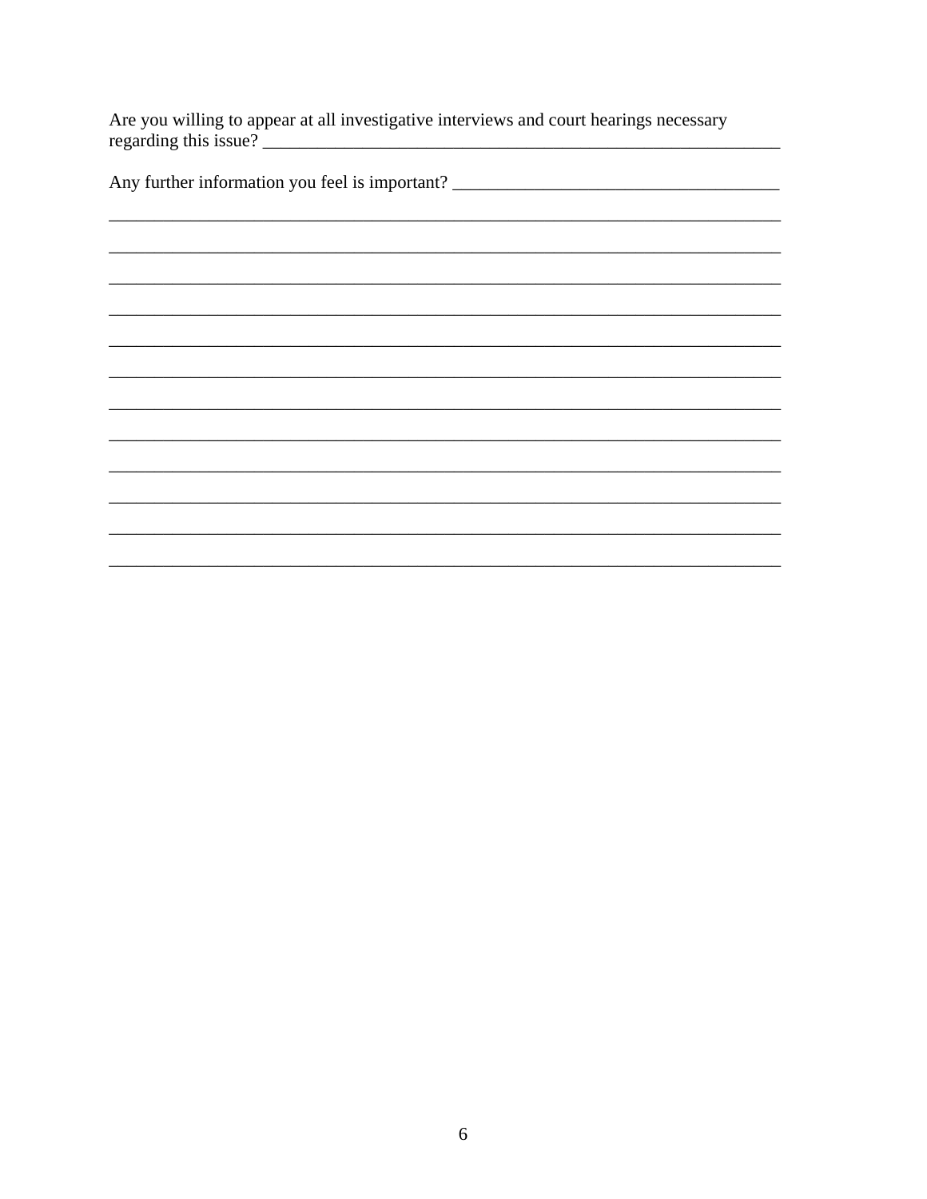Are you willing to appear at all investigative interviews and court hearings necessary regarding this issue? ______________________________________________________________

Any further information you feel is important? ____________________________________

_____________________________________________________________________________

_____________________________________________________________________________

_____________________________________________________________________________

_____________________________________________________________________________

_____________________________________________________________________________

_____________________________________________________________________________

_____________________________________________________________________________

_____________________________________________________________________________

_____________________________________________________________________________

_____________________________________________________________________________

_____________________________________________________________________________

_____________________________________________________________________________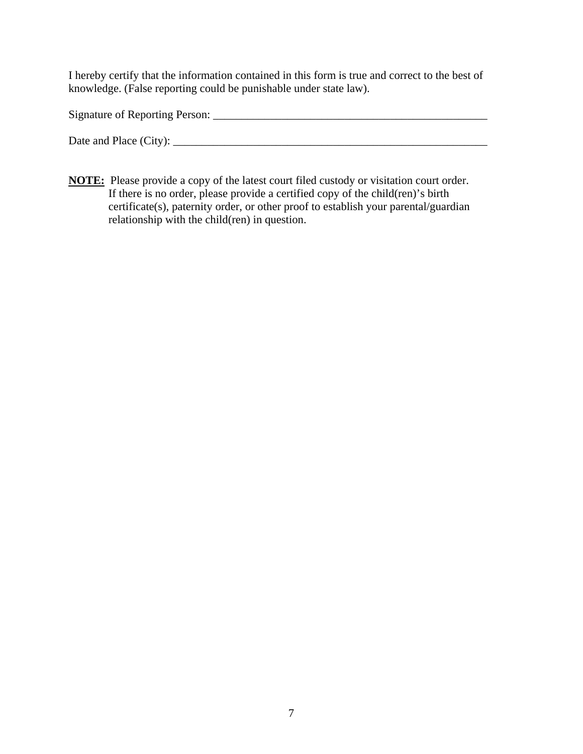I hereby certify that the information contained in this form is true and correct to the best of knowledge. (False reporting could be punishable under state law).

Signature of Reporting Person: ___________________________________________________

Date and Place (City): _________________________________________________________

**NOTE:** Please provide a copy of the latest court filed custody or visitation court order. If there is no order, please provide a certified copy of the child(ren)'s birth certificate(s), paternity order, or other proof to establish your parental/guardian relationship with the child(ren) in question.